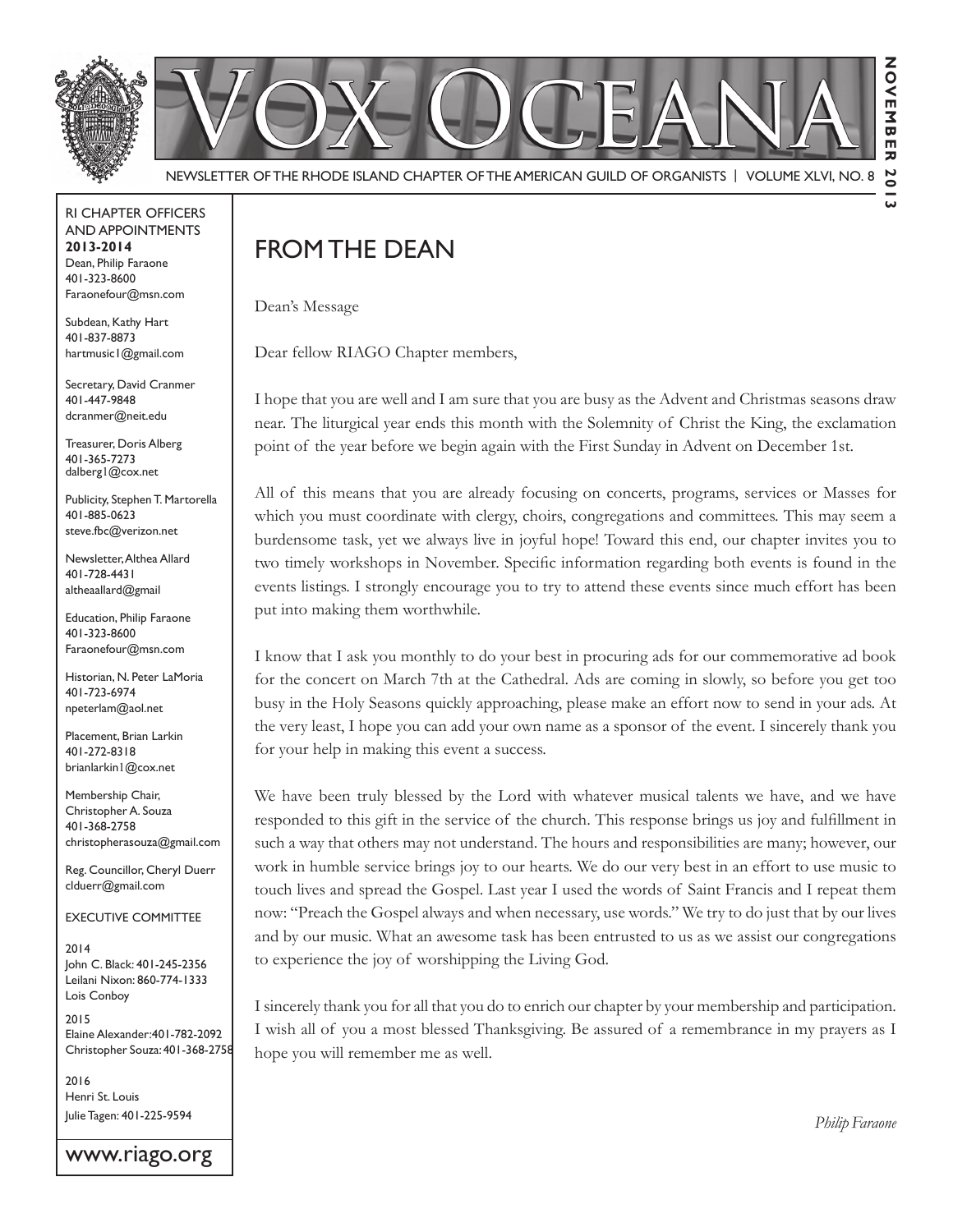# VOX OCEANA

NEWSLETTER OF THE RHODE ISLAND CHAPTER OF THE AMERICAN GUILD OF ORGANISTS | VOLUME XLVI, NO. 8

NOVEMBER 2013

RI CHAPTER OFFICERS AND APPOINTMENTS
**2013-2014**

Dean, Philip Faraone
401-323-8600
Faraonefour@msn.com

Subdean, Kathy Hart
401-837-8873
hartmusic1@gmail.com

Secretary, David Cranmer
401-447-9848
dcranmer@neit.edu

Treasurer, Doris Alberg
401-365-7273
dalberg1@cox.net

Publicity, Stephen T. Martorella
401-885-0623
steve.fbc@verizon.net

Newsletter, Althea Allard
401-728-4431
altheaallard@gmail

Education, Philip Faraone
401-323-8600
Faraonefour@msn.com

Historian, N. Peter LaMoria
401-723-6974
npeterlam@aol.net

Placement, Brian Larkin
401-272-8318
brianlarkin1@cox.net

Membership Chair, Christopher A. Souza
401-368-2758
christopherasouza@gmail.com

Reg. Councillor, Cheryl Duerr
clduerr@gmail.com

EXECUTIVE COMMITTEE

2014
John C. Black: 401-245-2356
Leilani Nixon: 860-774-1333
Lois Conboy

2015
Elaine Alexander: 401-782-2092
Christopher Souza: 401-368-2758

2016
Henri St. Louis
Julie Tagen: 401-225-9594

www.riago.org

## FROM THE DEAN

Dean's Message

Dear fellow RIAGO Chapter members,

I hope that you are well and I am sure that you are busy as the Advent and Christmas seasons draw near. The liturgical year ends this month with the Solemnity of Christ the King, the exclamation point of the year before we begin again with the First Sunday in Advent on December 1st.

All of this means that you are already focusing on concerts, programs, services or Masses for which you must coordinate with clergy, choirs, congregations and committees. This may seem a burdensome task, yet we always live in joyful hope! Toward this end, our chapter invites you to two timely workshops in November. Specific information regarding both events is found in the events listings. I strongly encourage you to try to attend these events since much effort has been put into making them worthwhile.

I know that I ask you monthly to do your best in procuring ads for our commemorative ad book for the concert on March 7th at the Cathedral. Ads are coming in slowly, so before you get too busy in the Holy Seasons quickly approaching, please make an effort now to send in your ads. At the very least, I hope you can add your own name as a sponsor of the event. I sincerely thank you for your help in making this event a success.

We have been truly blessed by the Lord with whatever musical talents we have, and we have responded to this gift in the service of the church. This response brings us joy and fulfillment in such a way that others may not understand. The hours and responsibilities are many; however, our work in humble service brings joy to our hearts. We do our very best in an effort to use music to touch lives and spread the Gospel. Last year I used the words of Saint Francis and I repeat them now: "Preach the Gospel always and when necessary, use words." We try to do just that by our lives and by our music. What an awesome task has been entrusted to us as we assist our congregations to experience the joy of worshipping the Living God.

I sincerely thank you for all that you do to enrich our chapter by your membership and participation. I wish all of you a most blessed Thanksgiving. Be assured of a remembrance in my prayers as I hope you will remember me as well.

*Philip Faraone*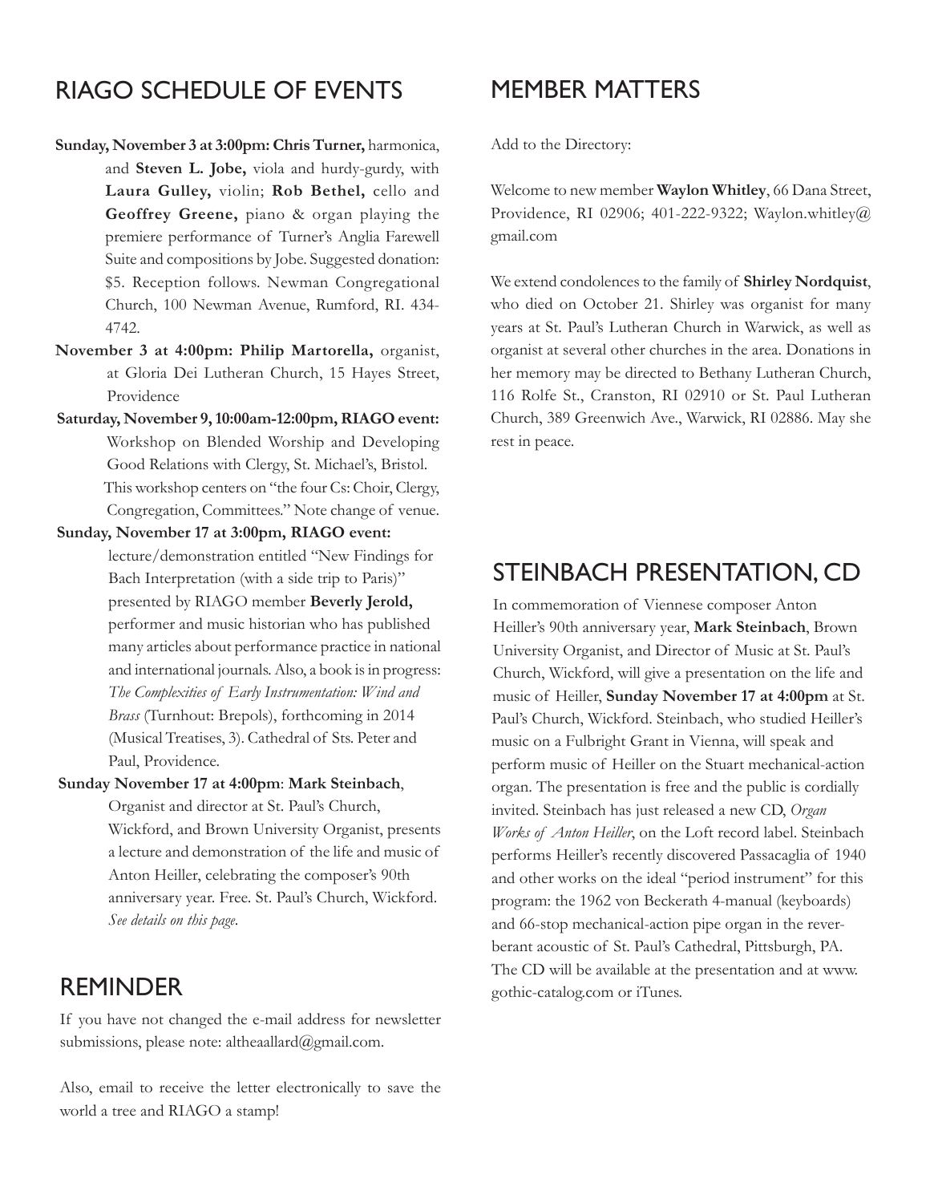## RIAGO SCHEDULE OF EVENTS

**Sunday, November 3 at 3:00pm: Chris Turner,** harmonica, and **Steven L. Jobe,** viola and hurdy-gurdy, with **Laura Gulley,** violin; **Rob Bethel,** cello and **Geoffrey Greene,** piano & organ playing the premiere performance of Turner's Anglia Farewell Suite and compositions by Jobe. Suggested donation: $5. Reception follows. Newman Congregational Church, 100 Newman Avenue, Rumford, RI. 434-4742.

**November 3 at 4:00pm: Philip Martorella,** organist, at Gloria Dei Lutheran Church, 15 Hayes Street, Providence

**Saturday, November 9, 10:00am-12:00pm, RIAGO event:** Workshop on Blended Worship and Developing Good Relations with Clergy, St. Michael's, Bristol. This workshop centers on "the four Cs: Choir, Clergy, Congregation, Committees." Note change of venue.

**Sunday, November 17 at 3:00pm, RIAGO event:** lecture/demonstration entitled "New Findings for Bach Interpretation (with a side trip to Paris)" presented by RIAGO member **Beverly Jerold,** performer and music historian who has published many articles about performance practice in national and international journals. Also, a book is in progress: *The Complexities of Early Instrumentation: Wind and Brass* (Turnhout: Brepols), forthcoming in 2014 (Musical Treatises, 3). Cathedral of Sts. Peter and Paul, Providence.

**Sunday November 17 at 4:00pm**: **Mark Steinbach**, Organist and director at St. Paul's Church, Wickford, and Brown University Organist, presents a lecture and demonstration of the life and music of Anton Heiller, celebrating the composer's 90th anniversary year. Free. St. Paul's Church, Wickford. *See details on this page*.

## REMINDER

If you have not changed the e-mail address for newsletter submissions, please note: altheaallard@gmail.com.

Also, email to receive the letter electronically to save the world a tree and RIAGO a stamp!

## MEMBER MATTERS

Add to the Directory:

Welcome to new member **Waylon Whitley**, 66 Dana Street, Providence, RI 02906; 401-222-9322; Waylon.whitley@gmail.com

We extend condolences to the family of **Shirley Nordquist**, who died on October 21. Shirley was organist for many years at St. Paul's Lutheran Church in Warwick, as well as organist at several other churches in the area. Donations in her memory may be directed to Bethany Lutheran Church, 116 Rolfe St., Cranston, RI 02910 or St. Paul Lutheran Church, 389 Greenwich Ave., Warwick, RI 02886. May she rest in peace.

## STEINBACH PRESENTATION, CD

In commemoration of Viennese composer Anton Heiller's 90th anniversary year, **Mark Steinbach**, Brown University Organist, and Director of Music at St. Paul's Church, Wickford, will give a presentation on the life and music of Heiller, **Sunday November 17 at 4:00pm** at St. Paul's Church, Wickford. Steinbach, who studied Heiller's music on a Fulbright Grant in Vienna, will speak and perform music of Heiller on the Stuart mechanical-action organ. The presentation is free and the public is cordially invited. Steinbach has just released a new CD, *Organ Works of Anton Heiller*, on the Loft record label. Steinbach performs Heiller's recently discovered Passacaglia of 1940 and other works on the ideal "period instrument" for this program: the 1962 von Beckerath 4-manual (keyboards) and 66-stop mechanical-action pipe organ in the reverberant acoustic of St. Paul's Cathedral, Pittsburgh, PA. The CD will be available at the presentation and at www.gothic-catalog.com or iTunes.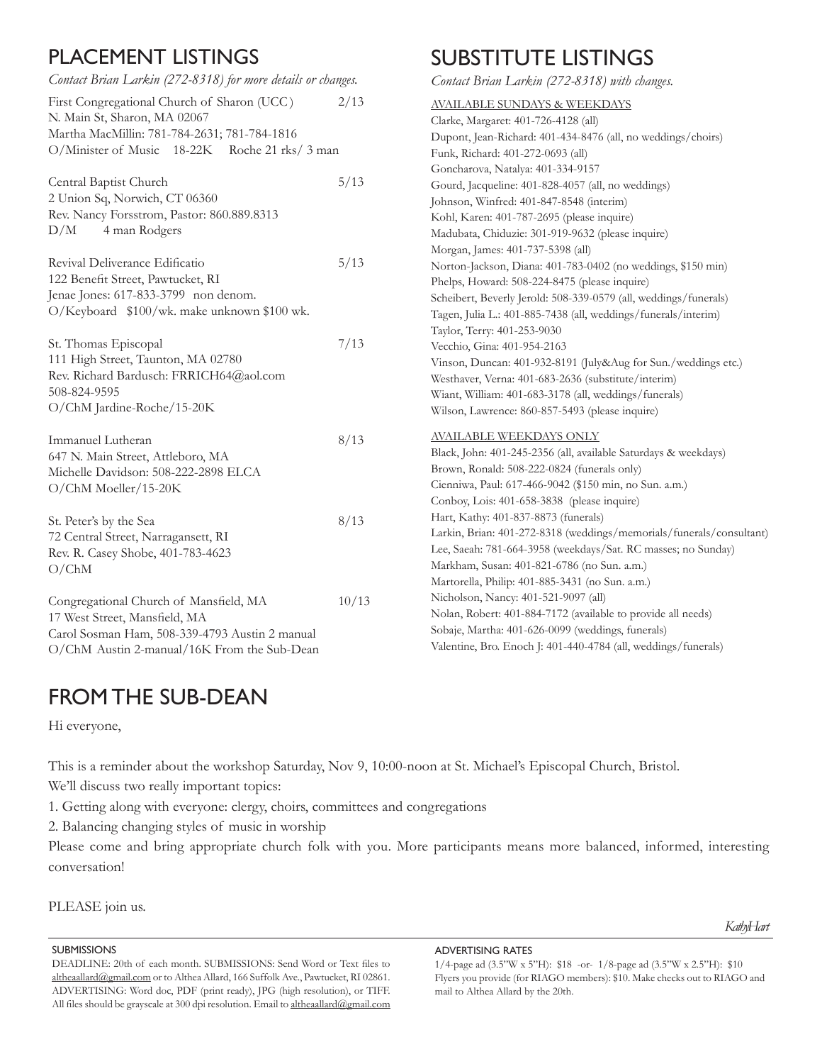## PLACEMENT LISTINGS

*Contact Brian Larkin (272-8318) for more details or changes.*

First Congregational Church of Sharon (UCC) 2/13
N. Main St, Sharon, MA 02067
Martha MacMillin: 781-784-2631; 781-784-1816
O/Minister of Music 18-22K Roche 21 rks/ 3 man

Central Baptist Church 5/13
2 Union Sq, Norwich, CT 06360
Rev. Nancy Forsstrom, Pastor: 860.889.8313
D/M 4 man Rodgers

Revival Deliverance Edificatio 5/13
122 Benefit Street, Pawtucket, RI
Jenae Jones: 617-833-3799 non denom.
O/Keyboard $100/wk. make unknown $100 wk.

St. Thomas Episcopal 7/13
111 High Street, Taunton, MA 02780
Rev. Richard Bardusch: FRRICH64@aol.com
508-824-9595
O/ChM Jardine-Roche/15-20K

Immanuel Lutheran 8/13
647 N. Main Street, Attleboro, MA
Michelle Davidson: 508-222-2898 ELCA
O/ChM Moeller/15-20K

St. Peter's by the Sea 8/13
72 Central Street, Narragansett, RI
Rev. R. Casey Shobe, 401-783-4623
O/ChM

Congregational Church of Mansfield, MA 10/13
17 West Street, Mansfield, MA
Carol Sosman Ham, 508-339-4793 Austin 2 manual
O/ChM Austin 2-manual/16K From the Sub-Dean

## SUBSTITUTE LISTINGS

*Contact Brian Larkin (272-8318) with changes.*

AVAILABLE SUNDAYS & WEEKDAYS

Clarke, Margaret: 401-726-4128 (all)
Dupont, Jean-Richard: 401-434-8476 (all, no weddings/choirs)
Funk, Richard: 401-272-0693 (all)
Goncharova, Natalya: 401-334-9157
Gourd, Jacqueline: 401-828-4057 (all, no weddings)
Johnson, Winfred: 401-847-8548 (interim)
Kohl, Karen: 401-787-2695 (please inquire)
Madubata, Chiduzie: 301-919-9632 (please inquire)
Morgan, James: 401-737-5398 (all)
Norton-Jackson, Diana: 401-783-0402 (no weddings, $150 min)
Phelps, Howard: 508-224-8475 (please inquire)
Scheibert, Beverly Jerold: 508-339-0579 (all, weddings/funerals)
Tagen, Julia L.: 401-885-7438 (all, weddings/funerals/interim)
Taylor, Terry: 401-253-9030
Vecchio, Gina: 401-954-2163
Vinson, Duncan: 401-932-8191 (July&Aug for Sun./weddings etc.)
Westhaver, Verna: 401-683-2636 (substitute/interim)
Wiant, William: 401-683-3178 (all, weddings/funerals)
Wilson, Lawrence: 860-857-5493 (please inquire)

AVAILABLE WEEKDAYS ONLY

Black, John: 401-245-2356 (all, available Saturdays & weekdays)
Brown, Ronald: 508-222-0824 (funerals only)
Cienniwa, Paul: 617-466-9042 ($150 min, no Sun. a.m.)
Conboy, Lois: 401-658-3838 (please inquire)
Hart, Kathy: 401-837-8873 (funerals)
Larkin, Brian: 401-272-8318 (weddings/memorials/funerals/consultant)
Lee, Saeah: 781-664-3958 (weekdays/Sat. RC masses; no Sunday)
Markham, Susan: 401-821-6786 (no Sun. a.m.)
Martorella, Philip: 401-885-3431 (no Sun. a.m.)
Nicholson, Nancy: 401-521-9097 (all)
Nolan, Robert: 401-884-7172 (available to provide all needs)
Sobaje, Martha: 401-626-0099 (weddings, funerals)
Valentine, Bro. Enoch J: 401-440-4784 (all, weddings/funerals)

## FROM THE SUB-DEAN

Hi everyone,

This is a reminder about the workshop Saturday, Nov 9, 10:00-noon at St. Michael's Episcopal Church, Bristol.
We'll discuss two really important topics:

1. Getting along with everyone: clergy, choirs, committees and congregations
2. Balancing changing styles of music in worship

Please come and bring appropriate church folk with you. More participants means more balanced, informed, interesting conversation!

PLEASE join us.

*KathyHart*

---

SUBMISSIONS

DEADLINE: 20th of each month. SUBMISSIONS: Send Word or Text files to altheaallard@gmail.com or to Althea Allard, 166 Suffolk Ave., Pawtucket, RI 02861. ADVERTISING: Word doc, PDF (print ready), JPG (high resolution), or TIFF. All files should be grayscale at 300 dpi resolution. Email to altheaallard@gmail.com

ADVERTISING RATES

1/4-page ad (3.5"W x 5"H): $18 -or- 1/8-page ad (3.5"W x 2.5"H): $10
Flyers you provide (for RIAGO members): $10. Make checks out to RIAGO and mail to Althea Allard by the 20th.